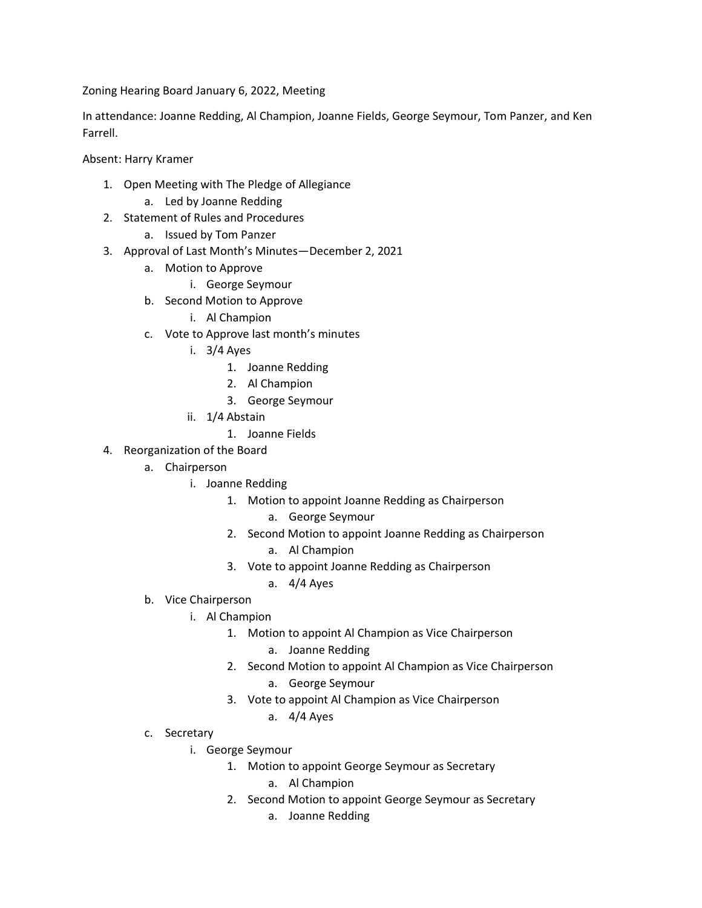Zoning Hearing Board January 6, 2022, Meeting

In attendance: Joanne Redding, Al Champion, Joanne Fields, George Seymour, Tom Panzer, and Ken Farrell.

Absent: Harry Kramer

1. Open Meeting with The Pledge of Allegiance
    a. Led by Joanne Redding
2. Statement of Rules and Procedures
    a. Issued by Tom Panzer
3. Approval of Last Month's Minutes—December 2, 2021
    a. Motion to Approve
        i. George Seymour
    b. Second Motion to Approve
        i. Al Champion
    c. Vote to Approve last month's minutes
        i. 3/4 Ayes
            1. Joanne Redding
            2. Al Champion
            3. George Seymour
        ii. 1/4 Abstain
            1. Joanne Fields
4. Reorganization of the Board
    a. Chairperson
        i. Joanne Redding
            1. Motion to appoint Joanne Redding as Chairperson
                a. George Seymour
            2. Second Motion to appoint Joanne Redding as Chairperson
                a. Al Champion
            3. Vote to appoint Joanne Redding as Chairperson
                a. 4/4 Ayes
    b. Vice Chairperson
        i. Al Champion
            1. Motion to appoint Al Champion as Vice Chairperson
                a. Joanne Redding
            2. Second Motion to appoint Al Champion as Vice Chairperson
                a. George Seymour
            3. Vote to appoint Al Champion as Vice Chairperson
                a. 4/4 Ayes
    c. Secretary
        i. George Seymour
            1. Motion to appoint George Seymour as Secretary
                a. Al Champion
            2. Second Motion to appoint George Seymour as Secretary
                a. Joanne Redding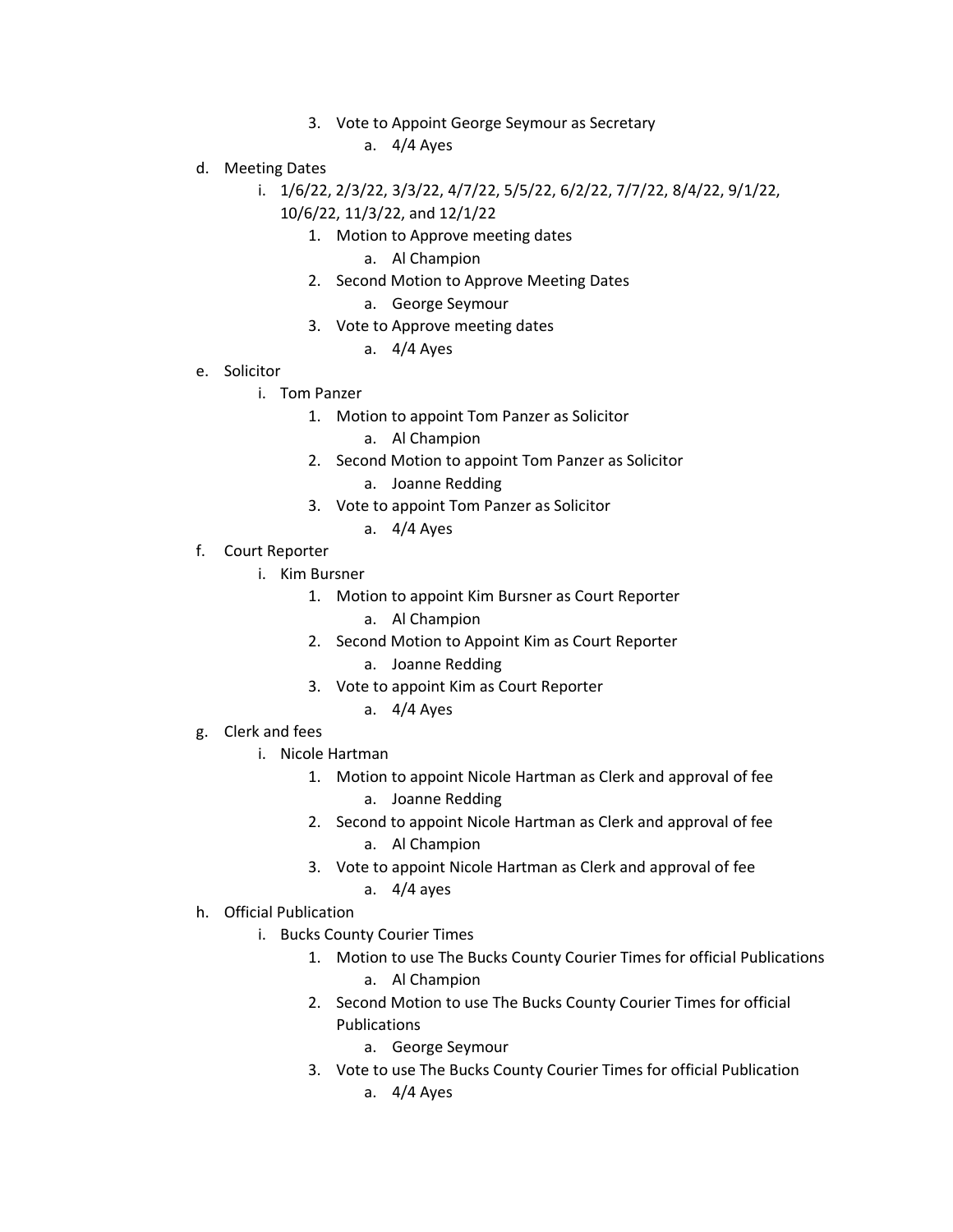3. Vote to Appoint George Seymour as Secretary
    a. 4/4 Ayes

d. Meeting Dates
    i. 1/6/22, 2/3/22, 3/3/22, 4/7/22, 5/5/22, 6/2/22, 7/7/22, 8/4/22, 9/1/22, 10/6/22, 11/3/22, and 12/1/22
        1. Motion to Approve meeting dates
            a. Al Champion
        2. Second Motion to Approve Meeting Dates
            a. George Seymour
        3. Vote to Approve meeting dates
            a. 4/4 Ayes

e. Solicitor
    i. Tom Panzer
        1. Motion to appoint Tom Panzer as Solicitor
            a. Al Champion
        2. Second Motion to appoint Tom Panzer as Solicitor
            a. Joanne Redding
        3. Vote to appoint Tom Panzer as Solicitor
            a. 4/4 Ayes

f. Court Reporter
    i. Kim Bursner
        1. Motion to appoint Kim Bursner as Court Reporter
            a. Al Champion
        2. Second Motion to Appoint Kim as Court Reporter
            a. Joanne Redding
        3. Vote to appoint Kim as Court Reporter
            a. 4/4 Ayes

g. Clerk and fees
    i. Nicole Hartman
        1. Motion to appoint Nicole Hartman as Clerk and approval of fee
            a. Joanne Redding
        2. Second to appoint Nicole Hartman as Clerk and approval of fee
            a. Al Champion
        3. Vote to appoint Nicole Hartman as Clerk and approval of fee
            a. 4/4 ayes

h. Official Publication
    i. Bucks County Courier Times
        1. Motion to use The Bucks County Courier Times for official Publications
            a. Al Champion
        2. Second Motion to use The Bucks County Courier Times for official Publications
            a. George Seymour
        3. Vote to use The Bucks County Courier Times for official Publication
            a. 4/4 Ayes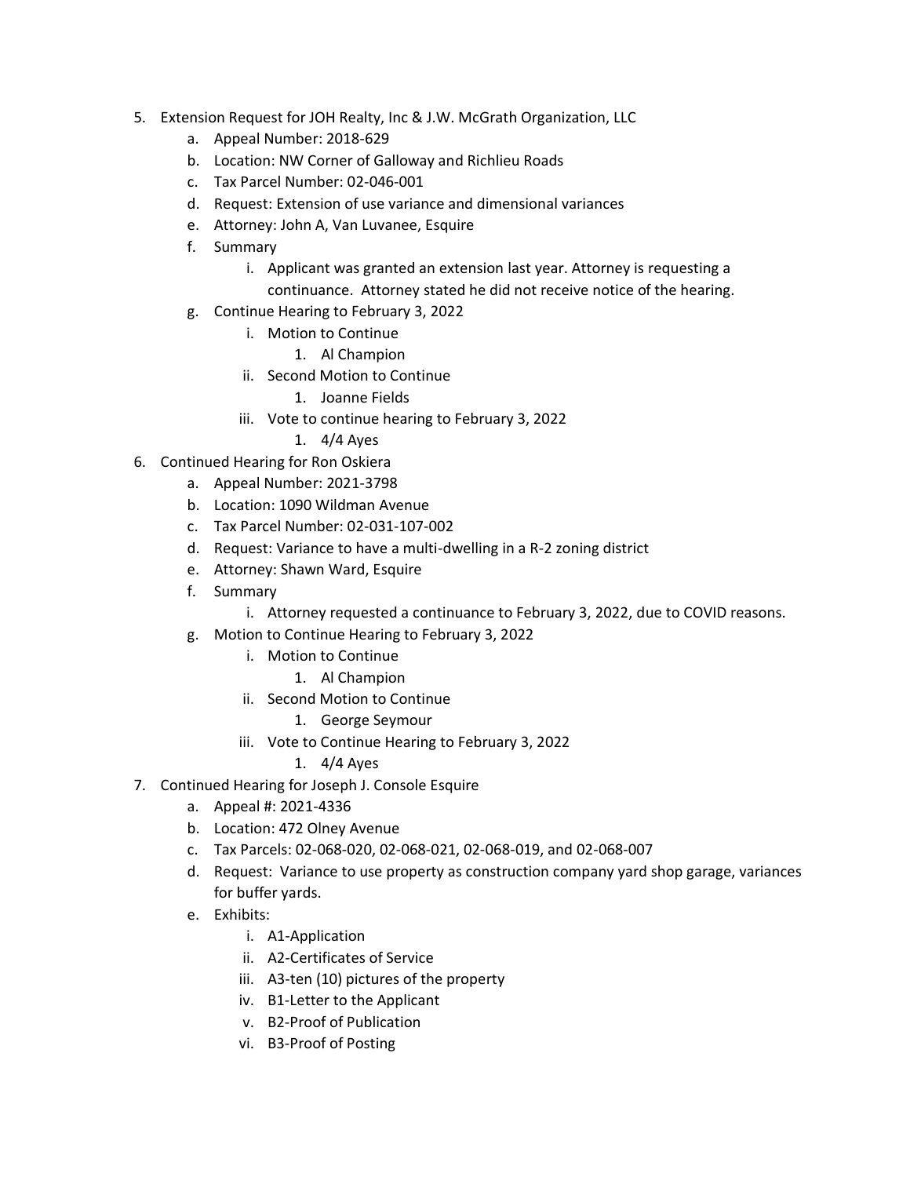5. Extension Request for JOH Realty, Inc & J.W. McGrath Organization, LLC
   a. Appeal Number: 2018-629
   b. Location: NW Corner of Galloway and Richlieu Roads
   c. Tax Parcel Number: 02-046-001
   d. Request: Extension of use variance and dimensional variances
   e. Attorney: John A, Van Luvanee, Esquire
   f. Summary
      i. Applicant was granted an extension last year. Attorney is requesting a continuance. Attorney stated he did not receive notice of the hearing.
   g. Continue Hearing to February 3, 2022
      i. Motion to Continue
         1. Al Champion
      ii. Second Motion to Continue
         1. Joanne Fields
      iii. Vote to continue hearing to February 3, 2022
         1. 4/4 Ayes
6. Continued Hearing for Ron Oskiera
   a. Appeal Number: 2021-3798
   b. Location: 1090 Wildman Avenue
   c. Tax Parcel Number: 02-031-107-002
   d. Request: Variance to have a multi-dwelling in a R-2 zoning district
   e. Attorney: Shawn Ward, Esquire
   f. Summary
      i. Attorney requested a continuance to February 3, 2022, due to COVID reasons.
   g. Motion to Continue Hearing to February 3, 2022
      i. Motion to Continue
         1. Al Champion
      ii. Second Motion to Continue
         1. George Seymour
      iii. Vote to Continue Hearing to February 3, 2022
         1. 4/4 Ayes
7. Continued Hearing for Joseph J. Console Esquire
   a. Appeal #: 2021-4336
   b. Location: 472 Olney Avenue
   c. Tax Parcels: 02-068-020, 02-068-021, 02-068-019, and 02-068-007
   d. Request: Variance to use property as construction company yard shop garage, variances for buffer yards.
   e. Exhibits:
      i. A1-Application
      ii. A2-Certificates of Service
      iii. A3-ten (10) pictures of the property
      iv. B1-Letter to the Applicant
      v. B2-Proof of Publication
      vi. B3-Proof of Posting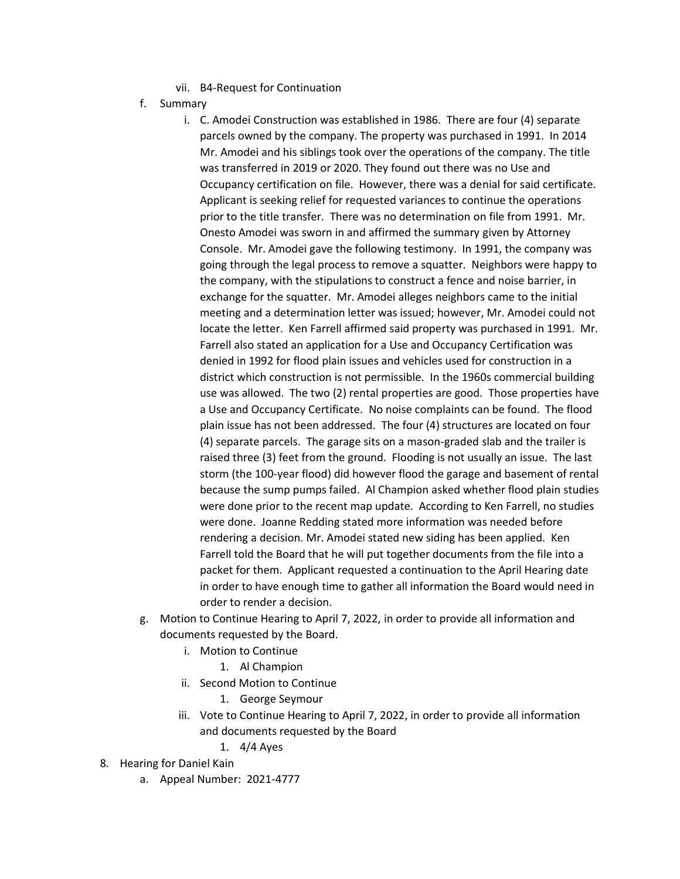vii. B4-Request for Continuation

f. Summary

   i. C. Amodei Construction was established in 1986. There are four (4) separate parcels owned by the company. The property was purchased in 1991. In 2014 Mr. Amodei and his siblings took over the operations of the company. The title was transferred in 2019 or 2020. They found out there was no Use and Occupancy certification on file. However, there was a denial for said certificate. Applicant is seeking relief for requested variances to continue the operations prior to the title transfer. There was no determination on file from 1991. Mr. Onesto Amodei was sworn in and affirmed the summary given by Attorney Console. Mr. Amodei gave the following testimony. In 1991, the company was going through the legal process to remove a squatter. Neighbors were happy to the company, with the stipulations to construct a fence and noise barrier, in exchange for the squatter. Mr. Amodei alleges neighbors came to the initial meeting and a determination letter was issued; however, Mr. Amodei could not locate the letter. Ken Farrell affirmed said property was purchased in 1991. Mr. Farrell also stated an application for a Use and Occupancy Certification was denied in 1992 for flood plain issues and vehicles used for construction in a district which construction is not permissible. In the 1960s commercial building use was allowed. The two (2) rental properties are good. Those properties have a Use and Occupancy Certificate. No noise complaints can be found. The flood plain issue has not been addressed. The four (4) structures are located on four (4) separate parcels. The garage sits on a mason-graded slab and the trailer is raised three (3) feet from the ground. Flooding is not usually an issue. The last storm (the 100-year flood) did however flood the garage and basement of rental because the sump pumps failed. Al Champion asked whether flood plain studies were done prior to the recent map update. According to Ken Farrell, no studies were done. Joanne Redding stated more information was needed before rendering a decision. Mr. Amodei stated new siding has been applied. Ken Farrell told the Board that he will put together documents from the file into a packet for them. Applicant requested a continuation to the April Hearing date in order to have enough time to gather all information the Board would need in order to render a decision.

g. Motion to Continue Hearing to April 7, 2022, in order to provide all information and documents requested by the Board.

   i. Motion to Continue
      1. Al Champion
   ii. Second Motion to Continue
      1. George Seymour
   iii. Vote to Continue Hearing to April 7, 2022, in order to provide all information and documents requested by the Board
      1. 4/4 Ayes

8. Hearing for Daniel Kain

   a. Appeal Number: 2021-4777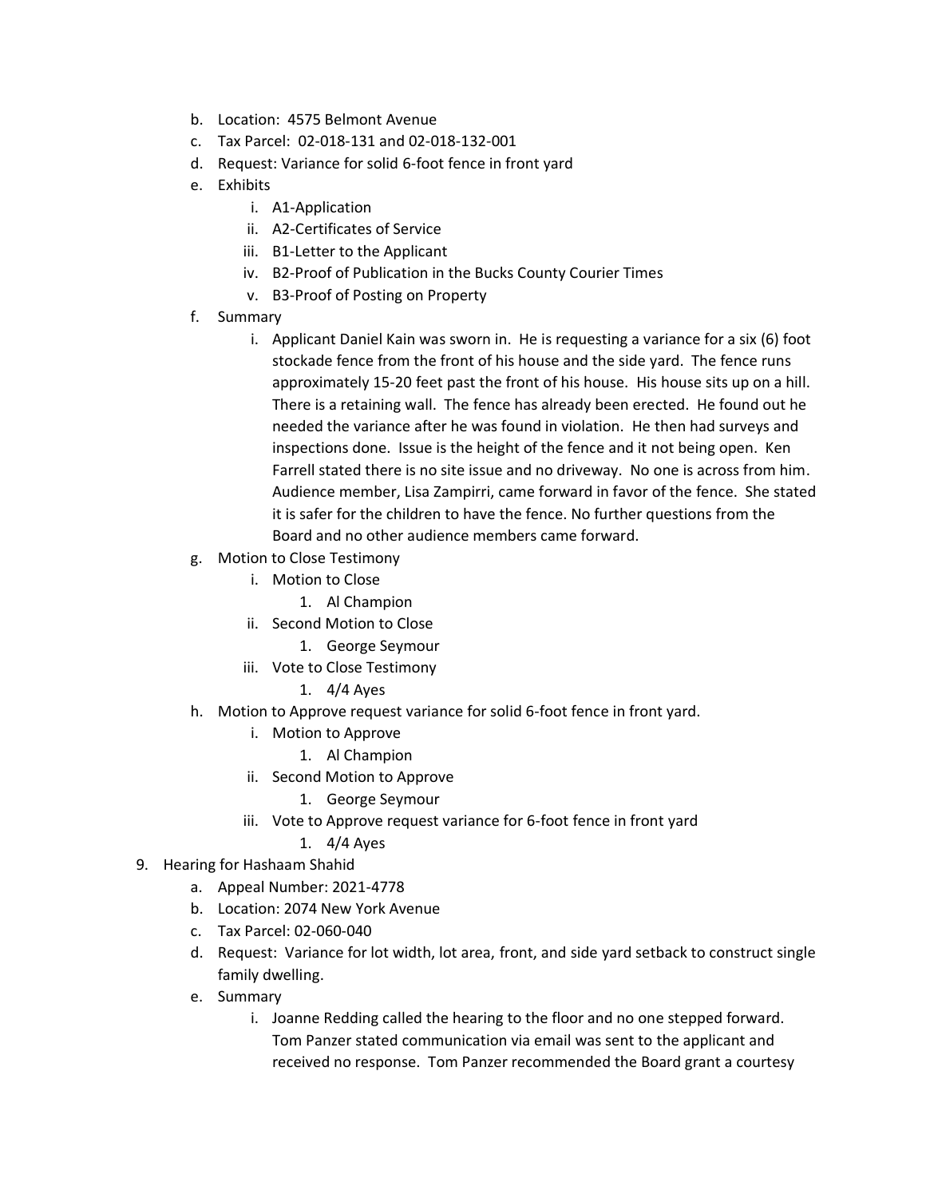b. Location: 4575 Belmont Avenue
   c. Tax Parcel: 02-018-131 and 02-018-132-001
   d. Request: Variance for solid 6-foot fence in front yard
   e. Exhibits
      i. A1-Application
      ii. A2-Certificates of Service
      iii. B1-Letter to the Applicant
      iv. B2-Proof of Publication in the Bucks County Courier Times
      v. B3-Proof of Posting on Property
   f. Summary
      i. Applicant Daniel Kain was sworn in. He is requesting a variance for a six (6) foot stockade fence from the front of his house and the side yard. The fence runs approximately 15-20 feet past the front of his house. His house sits up on a hill. There is a retaining wall. The fence has already been erected. He found out he needed the variance after he was found in violation. He then had surveys and inspections done. Issue is the height of the fence and it not being open. Ken Farrell stated there is no site issue and no driveway. No one is across from him. Audience member, Lisa Zampirri, came forward in favor of the fence. She stated it is safer for the children to have the fence. No further questions from the Board and no other audience members came forward.
   g. Motion to Close Testimony
      i. Motion to Close
         1. Al Champion
      ii. Second Motion to Close
         1. George Seymour
      iii. Vote to Close Testimony
         1. 4/4 Ayes
   h. Motion to Approve request variance for solid 6-foot fence in front yard.
      i. Motion to Approve
         1. Al Champion
      ii. Second Motion to Approve
         1. George Seymour
      iii. Vote to Approve request variance for 6-foot fence in front yard
         1. 4/4 Ayes

9. Hearing for Hashaam Shahid
   a. Appeal Number: 2021-4778
   b. Location: 2074 New York Avenue
   c. Tax Parcel: 02-060-040
   d. Request: Variance for lot width, lot area, front, and side yard setback to construct single family dwelling.
   e. Summary
      i. Joanne Redding called the hearing to the floor and no one stepped forward. Tom Panzer stated communication via email was sent to the applicant and received no response. Tom Panzer recommended the Board grant a courtesy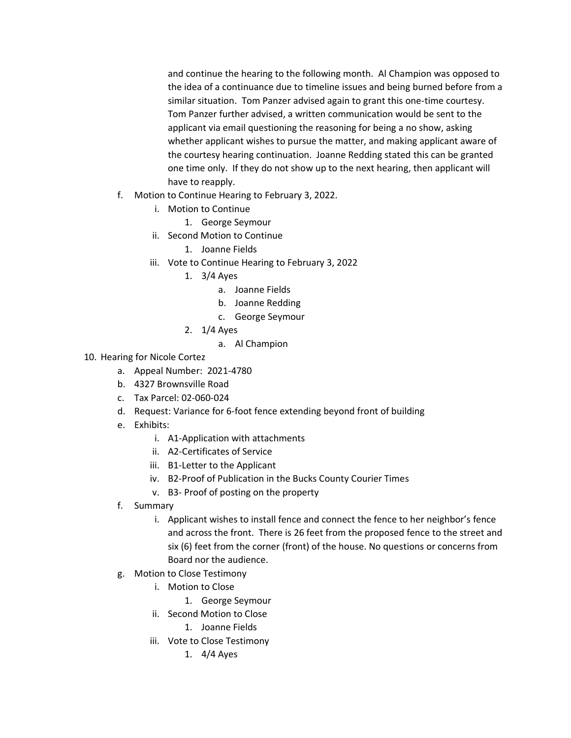and continue the hearing to the following month. Al Champion was opposed to the idea of a continuance due to timeline issues and being burned before from a similar situation. Tom Panzer advised again to grant this one-time courtesy. Tom Panzer further advised, a written communication would be sent to the applicant via email questioning the reasoning for being a no show, asking whether applicant wishes to pursue the matter, and making applicant aware of the courtesy hearing continuation. Joanne Redding stated this can be granted one time only. If they do not show up to the next hearing, then applicant will have to reapply.

f. Motion to Continue Hearing to February 3, 2022.
    i. Motion to Continue
        1. George Seymour
    ii. Second Motion to Continue
        1. Joanne Fields
    iii. Vote to Continue Hearing to February 3, 2022
        1. 3/4 Ayes
            a. Joanne Fields
            b. Joanne Redding
            c. George Seymour
        2. 1/4 Ayes
            a. Al Champion

10. Hearing for Nicole Cortez
    a. Appeal Number: 2021-4780
    b. 4327 Brownsville Road
    c. Tax Parcel: 02-060-024
    d. Request: Variance for 6-foot fence extending beyond front of building
    e. Exhibits:
        i. A1-Application with attachments
        ii. A2-Certificates of Service
        iii. B1-Letter to the Applicant
        iv. B2-Proof of Publication in the Bucks County Courier Times
        v. B3- Proof of posting on the property
    f. Summary
        i. Applicant wishes to install fence and connect the fence to her neighbor's fence and across the front. There is 26 feet from the proposed fence to the street and six (6) feet from the corner (front) of the house. No questions or concerns from Board nor the audience.
    g. Motion to Close Testimony
        i. Motion to Close
            1. George Seymour
        ii. Second Motion to Close
            1. Joanne Fields
        iii. Vote to Close Testimony
            1. 4/4 Ayes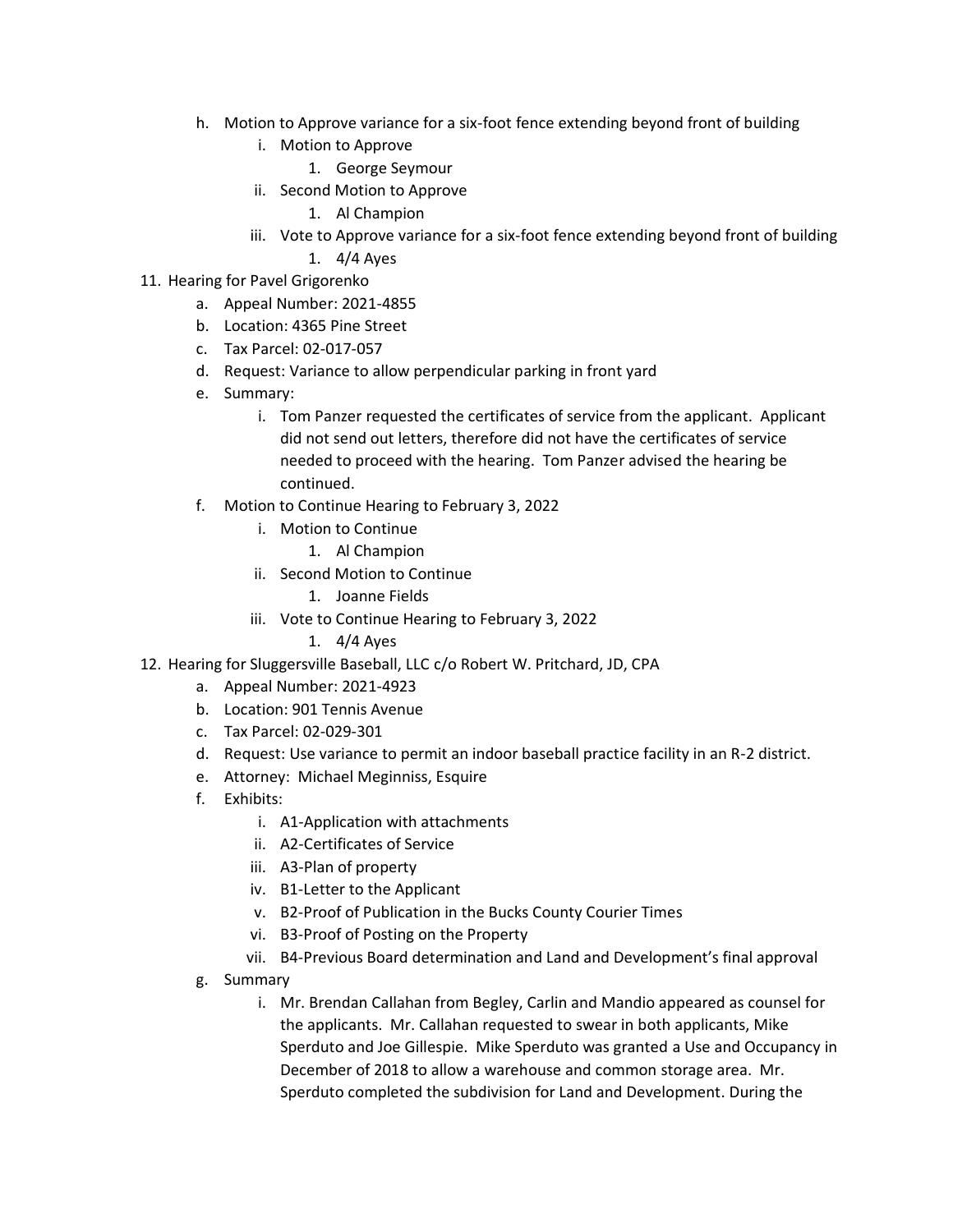h. Motion to Approve variance for a six-foot fence extending beyond front of building
    i. Motion to Approve
        1. George Seymour
    ii. Second Motion to Approve
        1. Al Champion
    iii. Vote to Approve variance for a six-foot fence extending beyond front of building
        1. 4/4 Ayes

11. Hearing for Pavel Grigorenko
    a. Appeal Number: 2021-4855
    b. Location: 4365 Pine Street
    c. Tax Parcel: 02-017-057
    d. Request: Variance to allow perpendicular parking in front yard
    e. Summary:
        i. Tom Panzer requested the certificates of service from the applicant. Applicant did not send out letters, therefore did not have the certificates of service needed to proceed with the hearing. Tom Panzer advised the hearing be continued.
    f. Motion to Continue Hearing to February 3, 2022
        i. Motion to Continue
            1. Al Champion
        ii. Second Motion to Continue
            1. Joanne Fields
        iii. Vote to Continue Hearing to February 3, 2022
            1. 4/4 Ayes

12. Hearing for Sluggersville Baseball, LLC c/o Robert W. Pritchard, JD, CPA
    a. Appeal Number: 2021-4923
    b. Location: 901 Tennis Avenue
    c. Tax Parcel: 02-029-301
    d. Request: Use variance to permit an indoor baseball practice facility in an R-2 district.
    e. Attorney: Michael Meginniss, Esquire
    f. Exhibits:
        i. A1-Application with attachments
        ii. A2-Certificates of Service
        iii. A3-Plan of property
        iv. B1-Letter to the Applicant
        v. B2-Proof of Publication in the Bucks County Courier Times
        vi. B3-Proof of Posting on the Property
        vii. B4-Previous Board determination and Land and Development's final approval
    g. Summary
        i. Mr. Brendan Callahan from Begley, Carlin and Mandio appeared as counsel for the applicants. Mr. Callahan requested to swear in both applicants, Mike Sperduto and Joe Gillespie. Mike Sperduto was granted a Use and Occupancy in December of 2018 to allow a warehouse and common storage area. Mr. Sperduto completed the subdivision for Land and Development. During the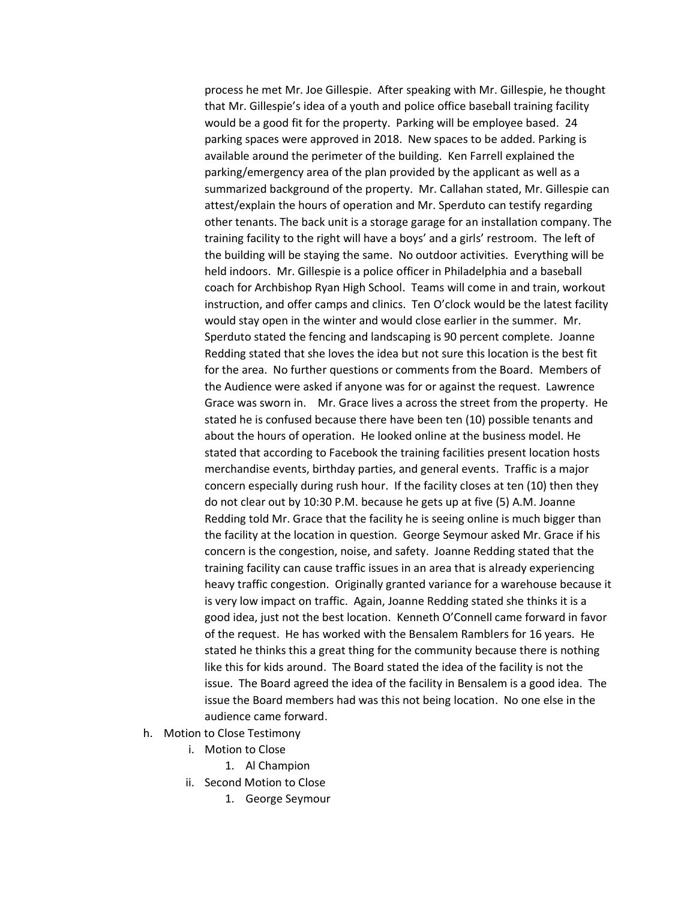process he met Mr. Joe Gillespie. After speaking with Mr. Gillespie, he thought that Mr. Gillespie's idea of a youth and police office baseball training facility would be a good fit for the property. Parking will be employee based. 24 parking spaces were approved in 2018. New spaces to be added. Parking is available around the perimeter of the building. Ken Farrell explained the parking/emergency area of the plan provided by the applicant as well as a summarized background of the property. Mr. Callahan stated, Mr. Gillespie can attest/explain the hours of operation and Mr. Sperduto can testify regarding other tenants. The back unit is a storage garage for an installation company. The training facility to the right will have a boys' and a girls' restroom. The left of the building will be staying the same. No outdoor activities. Everything will be held indoors. Mr. Gillespie is a police officer in Philadelphia and a baseball coach for Archbishop Ryan High School. Teams will come in and train, workout instruction, and offer camps and clinics. Ten O'clock would be the latest facility would stay open in the winter and would close earlier in the summer. Mr. Sperduto stated the fencing and landscaping is 90 percent complete. Joanne Redding stated that she loves the idea but not sure this location is the best fit for the area. No further questions or comments from the Board. Members of the Audience were asked if anyone was for or against the request. Lawrence Grace was sworn in. Mr. Grace lives a across the street from the property. He stated he is confused because there have been ten (10) possible tenants and about the hours of operation. He looked online at the business model. He stated that according to Facebook the training facilities present location hosts merchandise events, birthday parties, and general events. Traffic is a major concern especially during rush hour. If the facility closes at ten (10) then they do not clear out by 10:30 P.M. because he gets up at five (5) A.M. Joanne Redding told Mr. Grace that the facility he is seeing online is much bigger than the facility at the location in question. George Seymour asked Mr. Grace if his concern is the congestion, noise, and safety. Joanne Redding stated that the training facility can cause traffic issues in an area that is already experiencing heavy traffic congestion. Originally granted variance for a warehouse because it is very low impact on traffic. Again, Joanne Redding stated she thinks it is a good idea, just not the best location. Kenneth O'Connell came forward in favor of the request. He has worked with the Bensalem Ramblers for 16 years. He stated he thinks this a great thing for the community because there is nothing like this for kids around. The Board stated the idea of the facility is not the issue. The Board agreed the idea of the facility in Bensalem is a good idea. The issue the Board members had was this not being location. No one else in the audience came forward.

h. Motion to Close Testimony
   i. Motion to Close
      1. Al Champion
   ii. Second Motion to Close
      1. George Seymour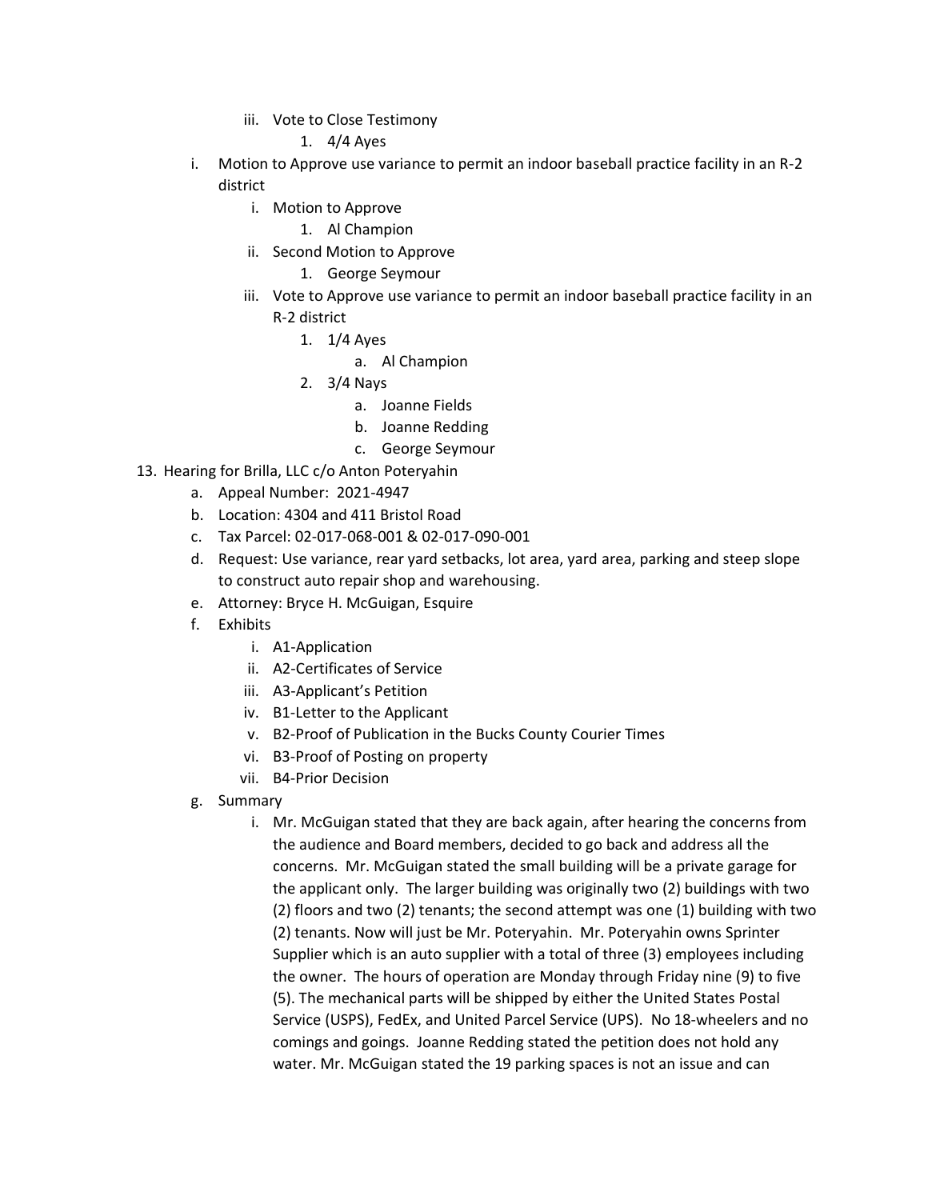- iii. Vote to Close Testimony
  1. 4/4 Ayes
- i. Motion to Approve use variance to permit an indoor baseball practice facility in an R-2 district
  - i. Motion to Approve
    1. Al Champion
  - ii. Second Motion to Approve
    1. George Seymour
  - iii. Vote to Approve use variance to permit an indoor baseball practice facility in an R-2 district
    1. 1/4 Ayes
       - a. Al Champion
    2. 3/4 Nays
       - a. Joanne Fields
       - b. Joanne Redding
       - c. George Seymour

13. Hearing for Brilla, LLC c/o Anton Poteryahin
    - a. Appeal Number: 2021-4947
    - b. Location: 4304 and 411 Bristol Road
    - c. Tax Parcel: 02-017-068-001 & 02-017-090-001
    - d. Request: Use variance, rear yard setbacks, lot area, yard area, parking and steep slope to construct auto repair shop and warehousing.
    - e. Attorney: Bryce H. McGuigan, Esquire
    - f. Exhibits
      - i. A1-Application
      - ii. A2-Certificates of Service
      - iii. A3-Applicant's Petition
      - iv. B1-Letter to the Applicant
      - v. B2-Proof of Publication in the Bucks County Courier Times
      - vi. B3-Proof of Posting on property
      - vii. B4-Prior Decision
    - g. Summary
      - i. Mr. McGuigan stated that they are back again, after hearing the concerns from the audience and Board members, decided to go back and address all the concerns. Mr. McGuigan stated the small building will be a private garage for the applicant only. The larger building was originally two (2) buildings with two (2) floors and two (2) tenants; the second attempt was one (1) building with two (2) tenants. Now will just be Mr. Poteryahin. Mr. Poteryahin owns Sprinter Supplier which is an auto supplier with a total of three (3) employees including the owner. The hours of operation are Monday through Friday nine (9) to five (5). The mechanical parts will be shipped by either the United States Postal Service (USPS), FedEx, and United Parcel Service (UPS). No 18-wheelers and no comings and goings. Joanne Redding stated the petition does not hold any water. Mr. McGuigan stated the 19 parking spaces is not an issue and can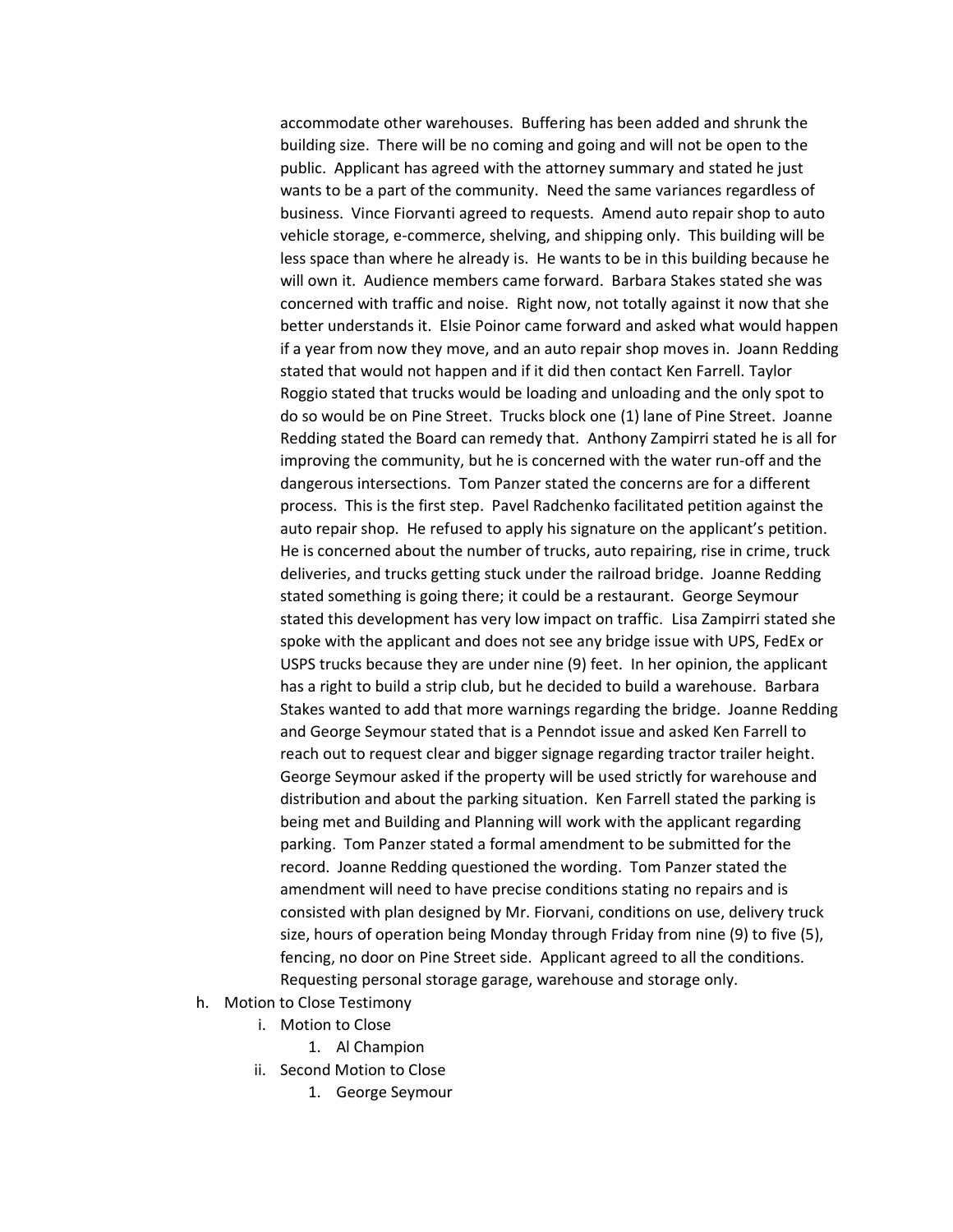accommodate other warehouses. Buffering has been added and shrunk the building size. There will be no coming and going and will not be open to the public. Applicant has agreed with the attorney summary and stated he just wants to be a part of the community. Need the same variances regardless of business. Vince Fiorvanti agreed to requests. Amend auto repair shop to auto vehicle storage, e-commerce, shelving, and shipping only. This building will be less space than where he already is. He wants to be in this building because he will own it. Audience members came forward. Barbara Stakes stated she was concerned with traffic and noise. Right now, not totally against it now that she better understands it. Elsie Poinor came forward and asked what would happen if a year from now they move, and an auto repair shop moves in. Joann Redding stated that would not happen and if it did then contact Ken Farrell. Taylor Roggio stated that trucks would be loading and unloading and the only spot to do so would be on Pine Street. Trucks block one (1) lane of Pine Street. Joanne Redding stated the Board can remedy that. Anthony Zampirri stated he is all for improving the community, but he is concerned with the water run-off and the dangerous intersections. Tom Panzer stated the concerns are for a different process. This is the first step. Pavel Radchenko facilitated petition against the auto repair shop. He refused to apply his signature on the applicant's petition. He is concerned about the number of trucks, auto repairing, rise in crime, truck deliveries, and trucks getting stuck under the railroad bridge. Joanne Redding stated something is going there; it could be a restaurant. George Seymour stated this development has very low impact on traffic. Lisa Zampirri stated she spoke with the applicant and does not see any bridge issue with UPS, FedEx or USPS trucks because they are under nine (9) feet. In her opinion, the applicant has a right to build a strip club, but he decided to build a warehouse. Barbara Stakes wanted to add that more warnings regarding the bridge. Joanne Redding and George Seymour stated that is a Penndot issue and asked Ken Farrell to reach out to request clear and bigger signage regarding tractor trailer height. George Seymour asked if the property will be used strictly for warehouse and distribution and about the parking situation. Ken Farrell stated the parking is being met and Building and Planning will work with the applicant regarding parking. Tom Panzer stated a formal amendment to be submitted for the record. Joanne Redding questioned the wording. Tom Panzer stated the amendment will need to have precise conditions stating no repairs and is consisted with plan designed by Mr. Fiorvani, conditions on use, delivery truck size, hours of operation being Monday through Friday from nine (9) to five (5), fencing, no door on Pine Street side. Applicant agreed to all the conditions. Requesting personal storage garage, warehouse and storage only.

h. Motion to Close Testimony
   i. Motion to Close
      1. Al Champion
   ii. Second Motion to Close
      1. George Seymour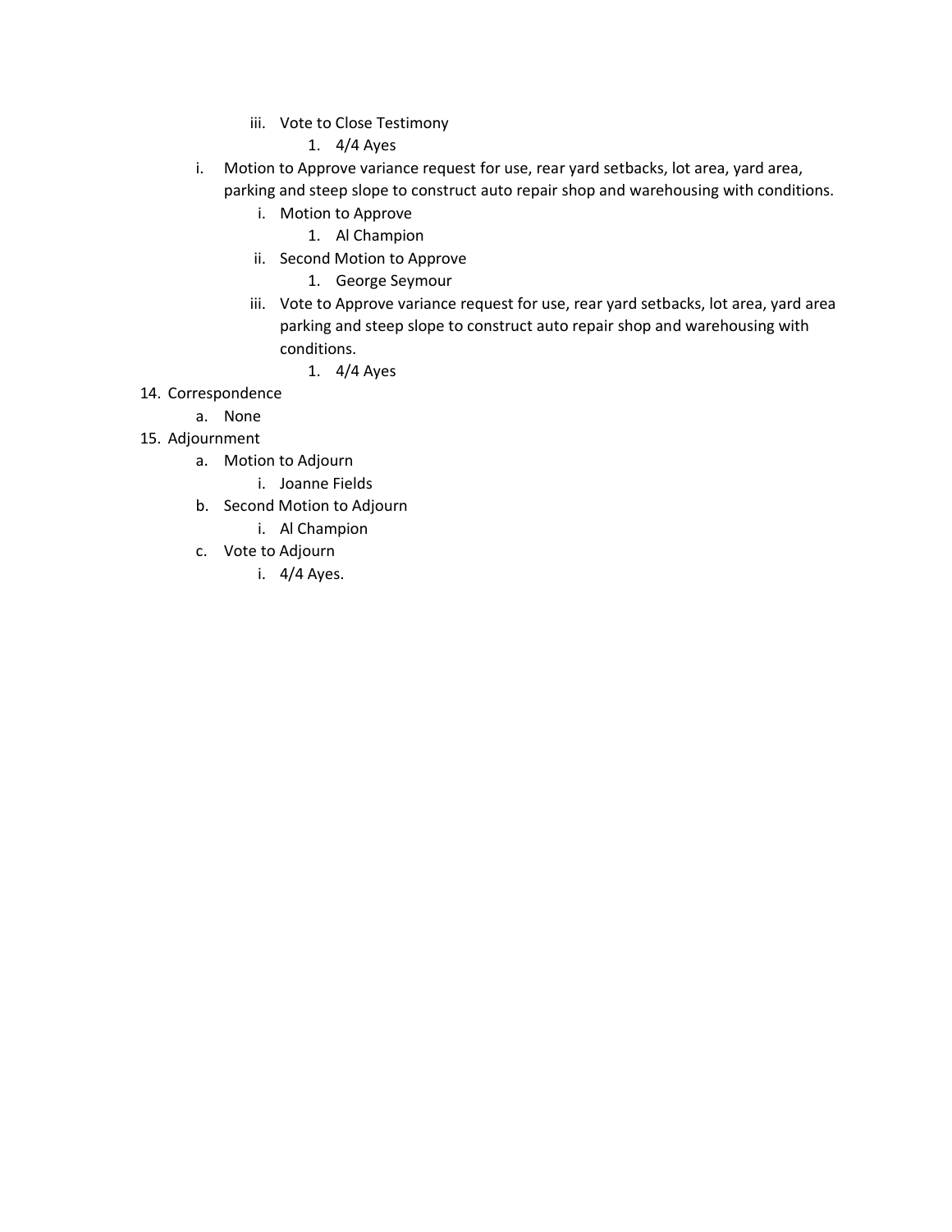iii. Vote to Close Testimony
            1. 4/4 Ayes
    i. Motion to Approve variance request for use, rear yard setbacks, lot area, yard area, parking and steep slope to construct auto repair shop and warehousing with conditions.
        i. Motion to Approve
            1. Al Champion
        ii. Second Motion to Approve
            1. George Seymour
        iii. Vote to Approve variance request for use, rear yard setbacks, lot area, yard area parking and steep slope to construct auto repair shop and warehousing with conditions.
            1. 4/4 Ayes

14. Correspondence
    a. None
15. Adjournment
    a. Motion to Adjourn
        i. Joanne Fields
    b. Second Motion to Adjourn
        i. Al Champion
    c. Vote to Adjourn
        i. 4/4 Ayes.